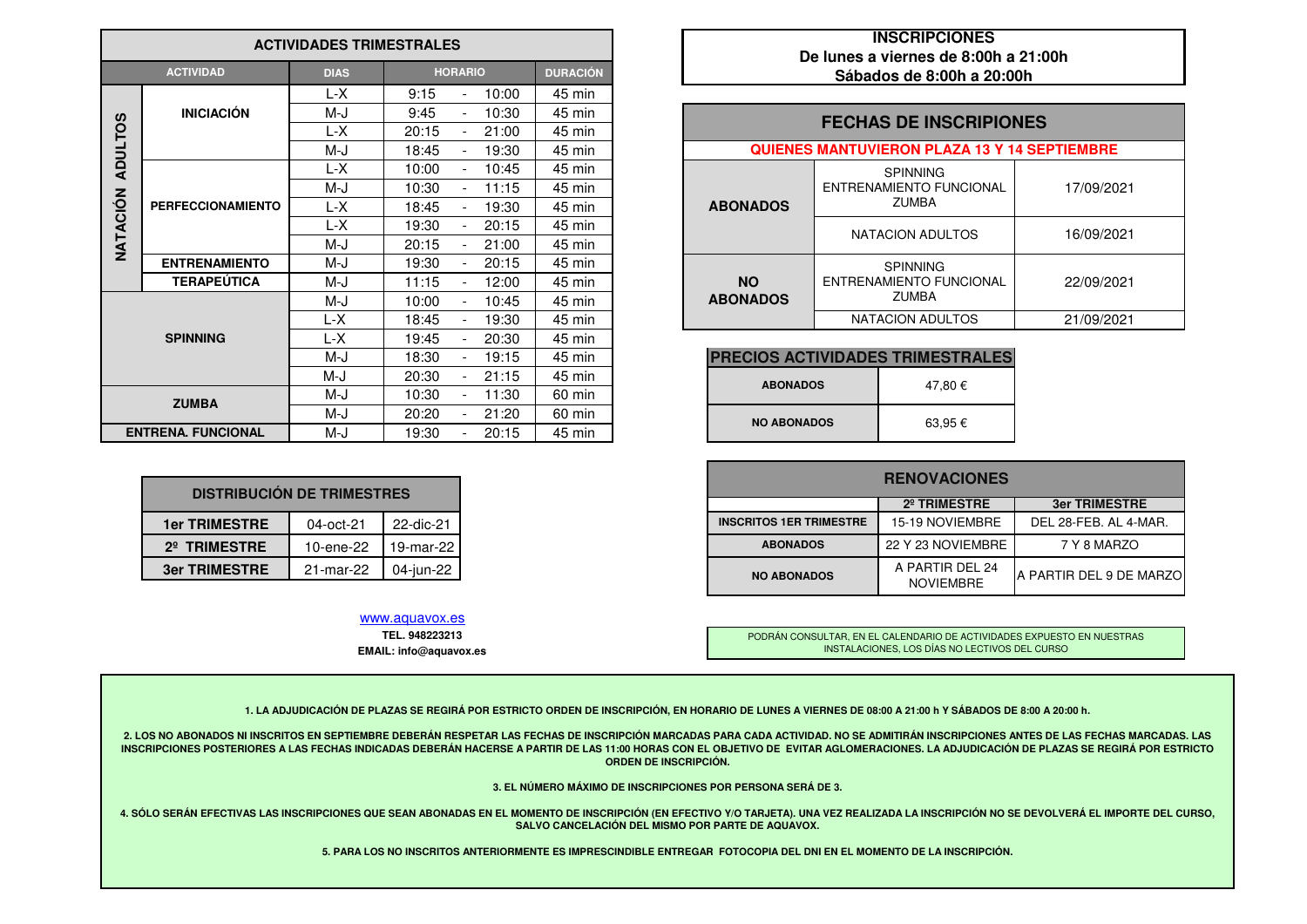## ACTIVIDADES TRIMESTRALES

| | ACTIVIDAD | DIAS | HORARIO | DURACIÓN |
|---|---|---|---|---|
| NATACIÓN ADULTOS | INICIACIÓN | L-X | 9:15 - 10:00 | 45 min |
| | | M-J | 9:45 - 10:30 | 45 min |
| | | L-X | 20:15 - 21:00 | 45 min |
| | | M-J | 18:45 - 19:30 | 45 min |
| | PERFECCIONAMIENTO | L-X | 10:00 - 10:45 | 45 min |
| | | M-J | 10:30 - 11:15 | 45 min |
| | | L-X | 18:45 - 19:30 | 45 min |
| | | L-X | 19:30 - 20:15 | 45 min |
| | | M-J | 20:15 - 21:00 | 45 min |
| | ENTRENAMIENTO | M-J | 19:30 - 20:15 | 45 min |
| | TERAPEÚTICA | M-J | 11:15 - 12:00 | 45 min |
| SPINNING | | M-J | 10:00 - 10:45 | 45 min |
| | | L-X | 18:45 - 19:30 | 45 min |
| | | L-X | 19:45 - 20:30 | 45 min |
| | | M-J | 18:30 - 19:15 | 45 min |
| | | M-J | 20:30 - 21:15 | 45 min |
| ZUMBA | | M-J | 10:30 - 11:30 | 60 min |
| | | M-J | 20:20 - 21:20 | 60 min |
| ENTRENA. FUNCIONAL | | M-J | 19:30 - 20:15 | 45 min |

## DISTRIBUCIÓN DE TRIMESTRES

| | | |
|---|---|---|
| 1er TRIMESTRE | 04-oct-21 | 22-dic-21 |
| 2º TRIMESTRE | 10-ene-22 | 19-mar-22 |
| 3er TRIMESTRE | 21-mar-22 | 04-jun-22 |

www.aquavox.es
**TEL. 948223213**
**EMAIL: info@aquavox.es**

## INSCRIPCIONES

**De lunes a viernes de 8:00h a 21:00h**
**Sábados de 8:00h a 20:00h**

## FECHAS DE INSCRIPIONES

**QUIENES MANTUVIERON PLAZA 13 Y 14 SEPTIEMBRE**

| | | |
|---|---|---|
| ABONADOS | SPINNING, ENTRENAMIENTO FUNCIONAL, ZUMBA | 17/09/2021 |
| | NATACION ADULTOS | 16/09/2021 |
| NO ABONADOS | SPINNING, ENTRENAMIENTO FUNCIONAL, ZUMBA | 22/09/2021 |
| | NATACION ADULTOS | 21/09/2021 |

## PRECIOS ACTIVIDADES TRIMESTRALES

| | |
|---|---|
| ABONADOS | 47,80 € |
| NO ABONADOS | 63,95 € |

## RENOVACIONES

| | 2º TRIMESTRE | 3er TRIMESTRE |
|---|---|---|
| INSCRITOS 1ER TRIMESTRE | 15-19 NOVIEMBRE | DEL 28-FEB. AL 4-MAR. |
| ABONADOS | 22 Y 23 NOVIEMBRE | 7 Y 8 MARZO |
| NO ABONADOS | A PARTIR DEL 24 NOVIEMBRE | A PARTIR DEL 9 DE MARZO |

PODRÁN CONSULTAR, EN EL CALENDARIO DE ACTIVIDADES EXPUESTO EN NUESTRAS INSTALACIONES, LOS DÍAS NO LECTIVOS DEL CURSO

**1. LA ADJUDICACIÓN DE PLAZAS SE REGIRÁ POR ESTRICTO ORDEN DE INSCRIPCIÓN, EN HORARIO DE LUNES A VIERNES DE 08:00 A 21:00 h Y SÁBADOS DE 8:00 A 20:00 h.**

**2. LOS NO ABONADOS NI INSCRITOS EN SEPTIEMBRE DEBERÁN RESPETAR LAS FECHAS DE INSCRIPCIÓN MARCADAS PARA CADA ACTIVIDAD. NO SE ADMITIRÁN INSCRIPCIONES ANTES DE LAS FECHAS MARCADAS. LAS INSCRIPCIONES POSTERIORES A LAS FECHAS INDICADAS DEBERÁN HACERSE A PARTIR DE LAS 11:00 HORAS CON EL OBJETIVO DE EVITAR AGLOMERACIONES. LA ADJUDICACIÓN DE PLAZAS SE REGIRÁ POR ESTRICTO ORDEN DE INSCRIPCIÓN.**

**3. EL NÚMERO MÁXIMO DE INSCRIPCIONES POR PERSONA SERÁ DE 3.**

**4. SÓLO SERÁN EFECTIVAS LAS INSCRIPCIONES QUE SEAN ABONADAS EN EL MOMENTO DE INSCRIPCIÓN (EN EFECTIVO Y/O TARJETA). UNA VEZ REALIZADA LA INSCRIPCIÓN NO SE DEVOLVERÁ EL IMPORTE DEL CURSO, SALVO CANCELACIÓN DEL MISMO POR PARTE DE AQUAVOX.**

**5. PARA LOS NO INSCRITOS ANTERIORMENTE ES IMPRESCINDIBLE ENTREGAR FOTOCOPIA DEL DNI EN EL MOMENTO DE LA INSCRIPCIÓN.**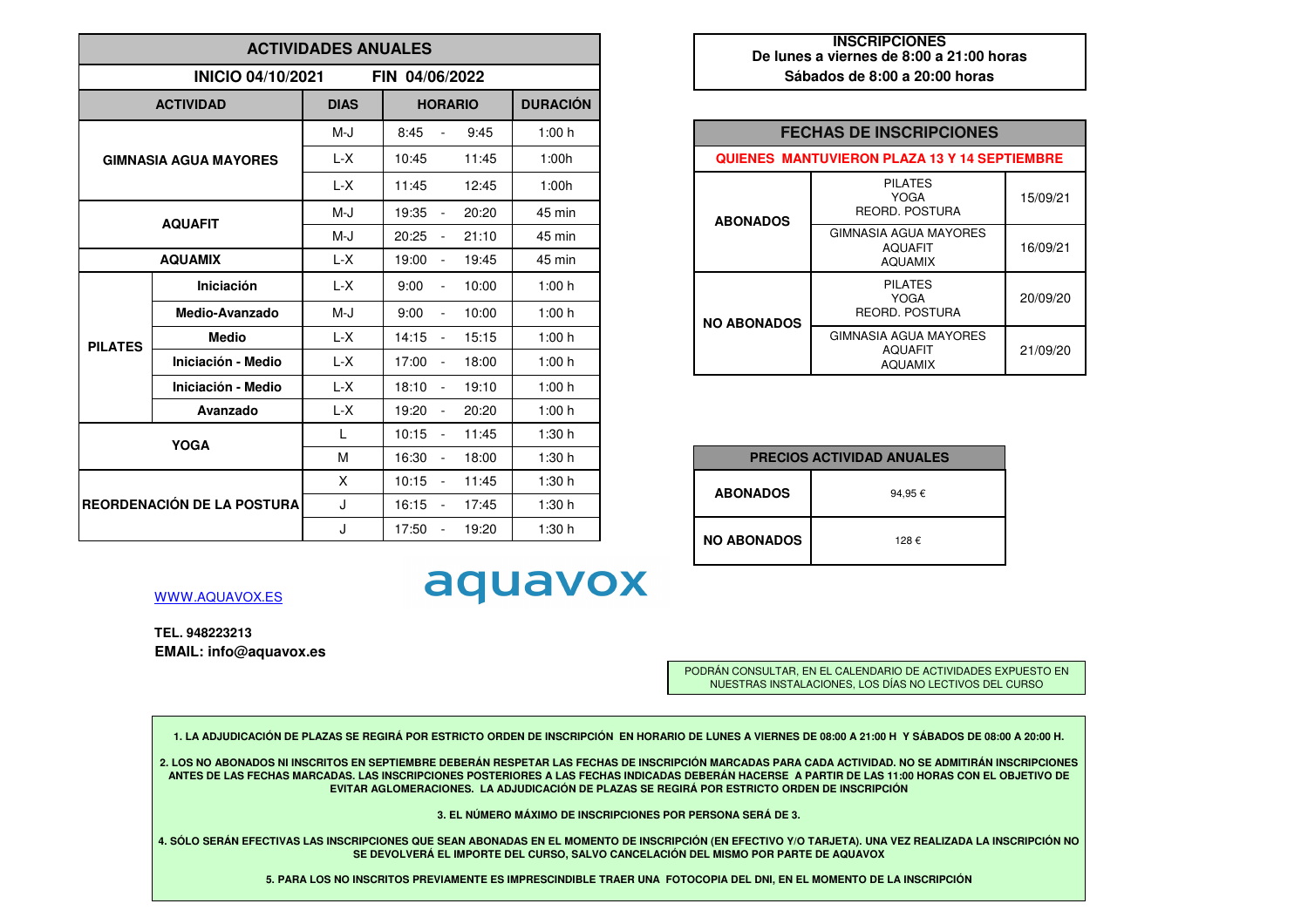## ACTIVIDADES ANUALES

**INICIO 04/10/2021 FIN 04/06/2022**

| ACTIVIDAD | | DIAS | HORARIO | DURACIÓN |
|---|---|---|---|---|
| GIMNASIA AGUA MAYORES | | M-J | 8:45 - 9:45 | 1:00 h |
| | | L-X | 10:45 11:45 | 1:00h |
| | | L-X | 11:45 12:45 | 1:00h |
| AQUAFIT | | M-J | 19:35 - 20:20 | 45 min |
| | | M-J | 20:25 - 21:10 | 45 min |
| AQUAMIX | | L-X | 19:00 - 19:45 | 45 min |
| PILATES | Iniciación | L-X | 9:00 - 10:00 | 1:00 h |
| | Medio-Avanzado | M-J | 9:00 - 10:00 | 1:00 h |
| | Medio | L-X | 14:15 - 15:15 | 1:00 h |
| | Iniciación - Medio | L-X | 17:00 - 18:00 | 1:00 h |
| | Iniciación - Medio | L-X | 18:10 - 19:10 | 1:00 h |
| | Avanzado | L-X | 19:20 - 20:20 | 1:00 h |
| YOGA | | L | 10:15 - 11:45 | 1:30 h |
| | | M | 16:30 - 18:00 | 1:30 h |
| REORDENACIÓN DE LA POSTURA | | X | 10:15 - 11:45 | 1:30 h |
| | | J | 16:15 - 17:45 | 1:30 h |
| | | J | 17:50 - 19:20 | 1:30 h |

**INSCRIPCIONES**
**De lunes a viernes de 8:00 a 21:00 horas**
**Sábados de 8:00 a 20:00 horas**

| FECHAS DE INSCRIPCIONES | | |
|---|---|---|
| **QUIENES MANTUVIERON PLAZA 13 Y 14 SEPTIEMBRE** | | |
| ABONADOS | PILATES<br>YOGA<br>REORD. POSTURA | 15/09/21 |
| | GIMNASIA AGUA MAYORES<br>AQUAFIT<br>AQUAMIX | 16/09/21 |
| NO ABONADOS | PILATES<br>YOGA<br>REORD. POSTURA | 20/09/20 |
| | GIMNASIA AGUA MAYORES<br>AQUAFIT<br>AQUAMIX | 21/09/20 |

| PRECIOS ACTIVIDAD ANUALES | |
|---|---|
| ABONADOS | 94,95 € |
| NO ABONADOS | 128 € |

aquavox

WWW.AQUAVOX.ES

**TEL. 948223213**
**EMAIL: info@aquavox.es**

PODRÁN CONSULTAR, EN EL CALENDARIO DE ACTIVIDADES EXPUESTO EN NUESTRAS INSTALACIONES, LOS DÍAS NO LECTIVOS DEL CURSO

**1. LA ADJUDICACIÓN DE PLAZAS SE REGIRÁ POR ESTRICTO ORDEN DE INSCRIPCIÓN EN HORARIO DE LUNES A VIERNES DE 08:00 A 21:00 H Y SÁBADOS DE 08:00 A 20:00 H.**

**2. LOS NO ABONADOS NI INSCRITOS EN SEPTIEMBRE DEBERÁN RESPETAR LAS FECHAS DE INSCRIPCIÓN MARCADAS PARA CADA ACTIVIDAD. NO SE ADMITIRÁN INSCRIPCIONES ANTES DE LAS FECHAS MARCADAS. LAS INSCRIPCIONES POSTERIORES A LAS FECHAS INDICADAS DEBERÁN HACERSE A PARTIR DE LAS 11:00 HORAS CON EL OBJETIVO DE EVITAR AGLOMERACIONES. LA ADJUDICACIÓN DE PLAZAS SE REGIRÁ POR ESTRICTO ORDEN DE INSCRIPCIÓN**

**3. EL NÚMERO MÁXIMO DE INSCRIPCIONES POR PERSONA SERÁ DE 3.**

**4. SÓLO SERÁN EFECTIVAS LAS INSCRIPCIONES QUE SEAN ABONADAS EN EL MOMENTO DE INSCRIPCIÓN (EN EFECTIVO Y/O TARJETA). UNA VEZ REALIZADA LA INSCRIPCIÓN NO SE DEVOLVERÁ EL IMPORTE DEL CURSO, SALVO CANCELACIÓN DEL MISMO POR PARTE DE AQUAVOX**

**5. PARA LOS NO INSCRITOS PREVIAMENTE ES IMPRESCINDIBLE TRAER UNA FOTOCOPIA DEL DNI, EN EL MOMENTO DE LA INSCRIPCIÓN**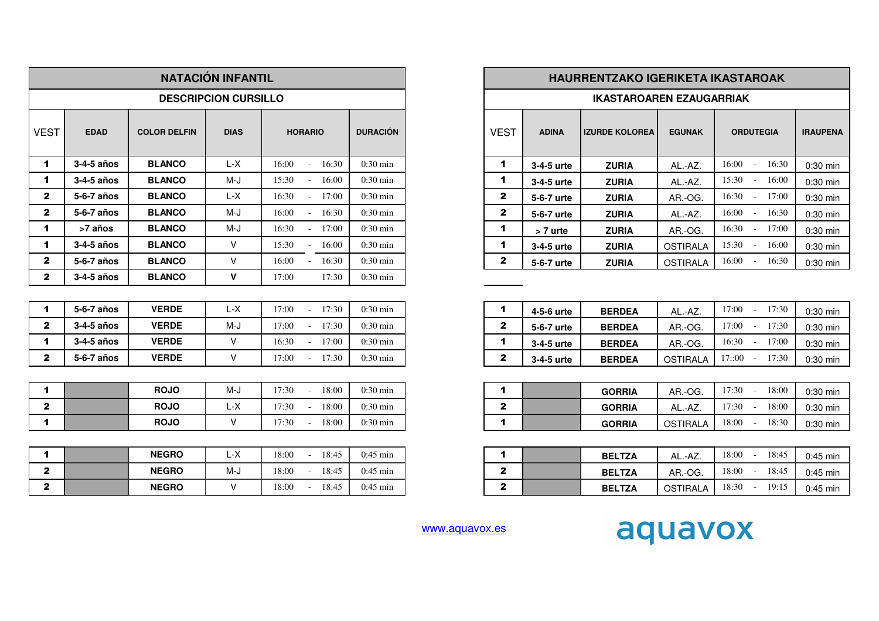## NATACIÓN INFANTIL

### DESCRIPCION CURSILLO

| VEST | EDAD | COLOR DELFIN | DIAS | HORARIO | DURACIÓN |
|---|---|---|---|---|---|
| 1 | 3-4-5 años | BLANCO | L-X | 16:00 - 16:30 | 0:30 min |
| 1 | 3-4-5 años | BLANCO | M-J | 15:30 - 16:00 | 0:30 min |
| 2 | 5-6-7 años | BLANCO | L-X | 16:30 - 17:00 | 0:30 min |
| 2 | 5-6-7 años | BLANCO | M-J | 16:00 - 16:30 | 0:30 min |
| 1 | >7 años | BLANCO | M-J | 16:30 - 17:00 | 0:30 min |
| 1 | 3-4-5 años | BLANCO | V | 15:30 - 16:00 | 0:30 min |
| 2 | 5-6-7 años | BLANCO | V | 16:00 - 16:30 | 0:30 min |
| 2 | 3-4-5 años | BLANCO | V | 17:00 17:30 | 0:30 min |
| 1 | 5-6-7 años | VERDE | L-X | 17:00 - 17:30 | 0:30 min |
| 2 | 3-4-5 años | VERDE | M-J | 17:00 - 17:30 | 0:30 min |
| 1 | 3-4-5 años | VERDE | V | 16:30 - 17:00 | 0:30 min |
| 2 | 5-6-7 años | VERDE | V | 17:00 - 17:30 | 0:30 min |
| 1 | | ROJO | M-J | 17:30 - 18:00 | 0:30 min |
| 2 | | ROJO | L-X | 17:30 - 18:00 | 0:30 min |
| 1 | | ROJO | V | 17:30 - 18:00 | 0:30 min |
| 1 | | NEGRO | L-X | 18:00 - 18:45 | 0:45 min |
| 2 | | NEGRO | M-J | 18:00 - 18:45 | 0:45 min |
| 2 | | NEGRO | V | 18:00 - 18:45 | 0:45 min |

## HAURRENTZAKO IGERIKETA IKASTAROAK

### IKASTAROAREN EZAUGARRIAK

| VEST | ADINA | IZURDE KOLOREA | EGUNAK | ORDUTEGIA | IRAUPENA |
|---|---|---|---|---|---|
| 1 | 3-4-5 urte | ZURIA | AL.-AZ. | 16:00 - 16:30 | 0:30 min |
| 1 | 3-4-5 urte | ZURIA | AL.-AZ. | 15:30 - 16:00 | 0:30 min |
| 2 | 5-6-7 urte | ZURIA | AR.-OG. | 16:30 - 17:00 | 0:30 min |
| 2 | 5-6-7 urte | ZURIA | AL.-AZ. | 16:00 - 16:30 | 0:30 min |
| 1 | > 7 urte | ZURIA | AR.-OG. | 16:30 - 17:00 | 0:30 min |
| 1 | 3-4-5 urte | ZURIA | OSTIRALA | 15:30 - 16:00 | 0:30 min |
| 2 | 5-6-7 urte | ZURIA | OSTIRALA | 16:00 - 16:30 | 0:30 min |
| 1 | 4-5-6 urte | BERDEA | AL.-AZ. | 17:00 - 17:30 | 0:30 min |
| 2 | 5-6-7 urte | BERDEA | AR.-OG. | 17:00 - 17:30 | 0:30 min |
| 1 | 3-4-5 urte | BERDEA | AR.-OG. | 16:30 - 17:00 | 0:30 min |
| 2 | 3-4-5 urte | BERDEA | OSTIRALA | 17::00 - 17:30 | 0:30 min |
| 1 | | GORRIA | AR.-OG. | 17:30 - 18:00 | 0:30 min |
| 2 | | GORRIA | AL.-AZ. | 17:30 - 18:00 | 0:30 min |
| 1 | | GORRIA | OSTIRALA | 18:00 - 18:30 | 0:30 min |
| 1 | | BELTZA | AL.-AZ. | 18:00 - 18:45 | 0:45 min |
| 2 | | BELTZA | AR.-OG. | 18:00 - 18:45 | 0:45 min |
| 2 | | BELTZA | OSTIRALA | 18:30 - 19:15 | 0:45 min |

www.aquavox.es

aquavox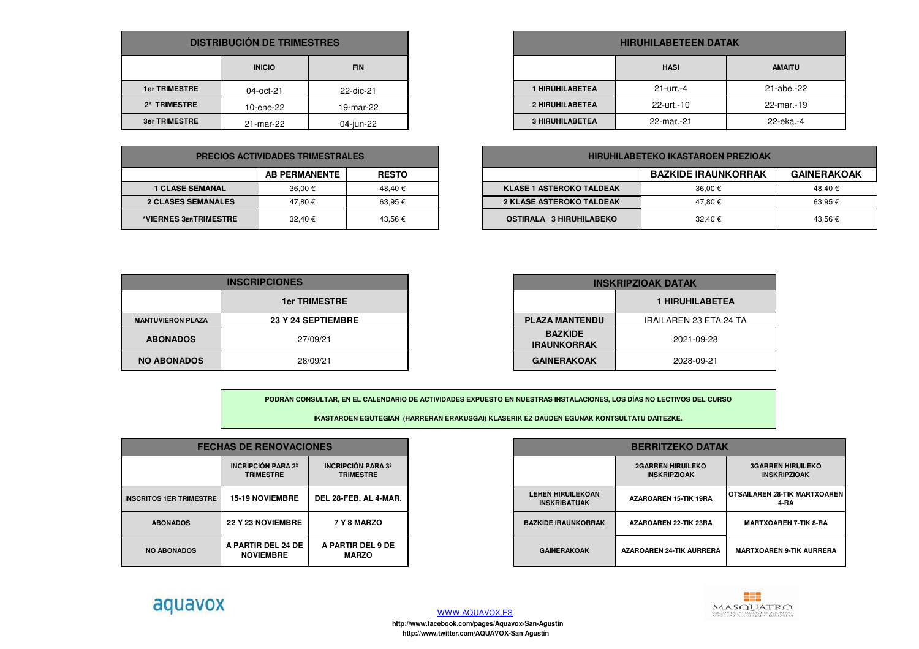| DISTRIBUCIÓN DE TRIMESTRES | | |
|---|---|---|
| | INICIO | FIN |
| 1er TRIMESTRE | 04-oct-21 | 22-dic-21 |
| 2º TRIMESTRE | 10-ene-22 | 19-mar-22 |
| 3er TRIMESTRE | 21-mar-22 | 04-jun-22 |

| HIRUHILABETEEN DATAK | | |
|---|---|---|
| | HASI | AMAITU |
| 1 HIRUHILABETEA | 21-urr.-4 | 21-abe.-22 |
| 2 HIRUHILABETEA | 22-urt.-10 | 22-mar.-19 |
| 3 HIRUHILABETEA | 22-mar.-21 | 22-eka.-4 |

| PRECIOS ACTIVIDADES TRIMESTRALES | | |
|---|---|---|
| | AB PERMANENTE | RESTO |
| 1 CLASE SEMANAL | 36,00 € | 48,40 € |
| 2 CLASES SEMANALES | 47,80 € | 63,95 € |
| *VIERNES 3er TRIMESTRE | 32,40 € | 43,56 € |

| HIRUHILABETEKO IKASTAROEN PREZIOAK | | |
|---|---|---|
| | BAZKIDE IRAUNKORRAK | GAINERAKOAK |
| KLASE 1 ASTEROKO TALDEAK | 36,00 € | 48,40 € |
| 2 KLASE ASTEROKO TALDEAK | 47,80 € | 63,95 € |
| OSTIRALA 3 HIRUHILABEKO | 32,40 € | 43,56 € |

| INSCRIPCIONES | |
|---|---|
| | 1er TRIMESTRE |
| MANTUVIERON PLAZA | 23 Y 24 SEPTIEMBRE |
| ABONADOS | 27/09/21 |
| NO ABONADOS | 28/09/21 |

| INSKRIPZIOAK DATAK | |
|---|---|
| | 1 HIRUHILABETEA |
| PLAZA MANTENDU | IRAILAREN 23 ETA 24 TA |
| BAZKIDE IRAUNKORRAK | 2021-09-28 |
| GAINERAKOAK | 2028-09-21 |

**PODRÁN CONSULTAR, EN EL CALENDARIO DE ACTIVIDADES EXPUESTO EN NUESTRAS INSTALACIONES, LOS DÍAS NO LECTIVOS DEL CURSO**

**IKASTAROEN EGUTEGIAN (HARRERAN ERAKUSGAI) KLASERIK EZ DAUDEN EGUNAK KONTSULTATU DAITEZKE.**

| FECHAS DE RENOVACIONES | | |
|---|---|---|
| | INCRIPCIÓN PARA 2º TRIMESTRE | INCRIPCIÓN PARA 3º TRIMESTRE |
| INSCRITOS 1ER TRIMESTRE | 15-19 NOVIEMBRE | DEL 28-FEB. AL 4-MAR. |
| ABONADOS | 22 Y 23 NOVIEMBRE | 7 Y 8 MARZO |
| NO ABONADOS | A PARTIR DEL 24 DE NOVIEMBRE | A PARTIR DEL 9 DE MARZO |

| BERRITZEKO DATAK | | |
|---|---|---|
| | 2GARREN HIRUILEKO INSKRIPZIOAK | 3GARREN HIRUILEKO INSKRIPZIOAK |
| LEHEN HIRUILEKOAN INSKRIBATUAK | AZAROAREN 15-TIK 19RA | OTSAILAREN 28-TIK MARTXOAREN 4-RA |
| BAZKIDE IRAUNKORRAK | AZAROAREN 22-TIK 23RA | MARTXOAREN 7-TIK 8-RA |
| GAINERAKOAK | AZAROAREN 24-TIK AURRERA | MARTXOAREN 9-TIK AURRERA |

aquavox

WWW.AQUAVOX.ES
http://www.facebook.com/pages/Aquavox-San-Agustin
http://www.twitter.com/AQUAVOX-San Agustin

MASQUATRO
GESTIÓN DE INSTALACIONES DEPORTIVAS
KIROL INSTALAZIOEN KUDEAKETA